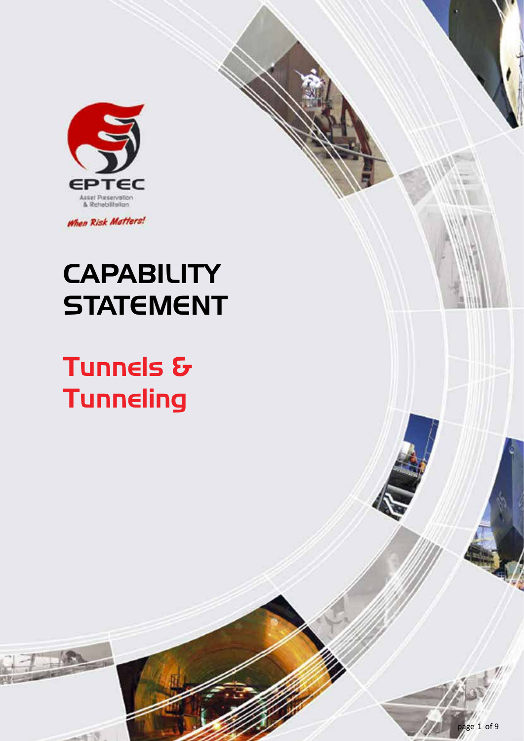EPTEC

Asset Preservation & Rehabilitation

*When Risk Matters!*

# CAPABILITY STATEMENT

## Tunnels & Tunneling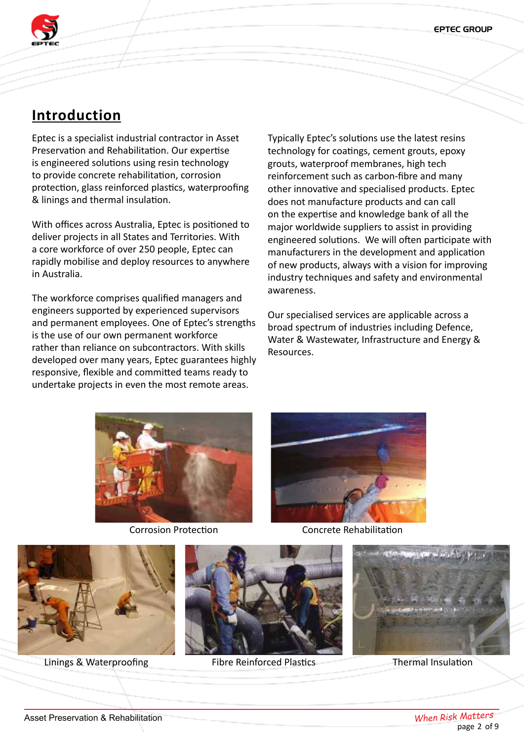# Introduction

Eptec is a specialist industrial contractor in Asset Preservation and Rehabilitation. Our expertise is engineered solutions using resin technology to provide concrete rehabilitation, corrosion protection, glass reinforced plastics, waterproofing & linings and thermal insulation.

With offices across Australia, Eptec is positioned to deliver projects in all States and Territories. With a core workforce of over 250 people, Eptec can rapidly mobilise and deploy resources to anywhere in Australia.

The workforce comprises qualified managers and engineers supported by experienced supervisors and permanent employees. One of Eptec's strengths is the use of our own permanent workforce rather than reliance on subcontractors. With skills developed over many years, Eptec guarantees highly responsive, flexible and committed teams ready to undertake projects in even the most remote areas.

Typically Eptec's solutions use the latest resins technology for coatings, cement grouts, epoxy grouts, waterproof membranes, high tech reinforcement such as carbon-fibre and many other innovative and specialised products. Eptec does not manufacture products and can call on the expertise and knowledge bank of all the major worldwide suppliers to assist in providing engineered solutions. We will often participate with manufacturers in the development and application of new products, always with a vision for improving industry techniques and safety and environmental awareness.

Our specialised services are applicable across a broad spectrum of industries including Defence, Water & Wastewater, Infrastructure and Energy & Resources.

Corrosion Protection

Concrete Rehabilitation

Linings & Waterproofing

Fibre Reinforced Plastics

Thermal Insulation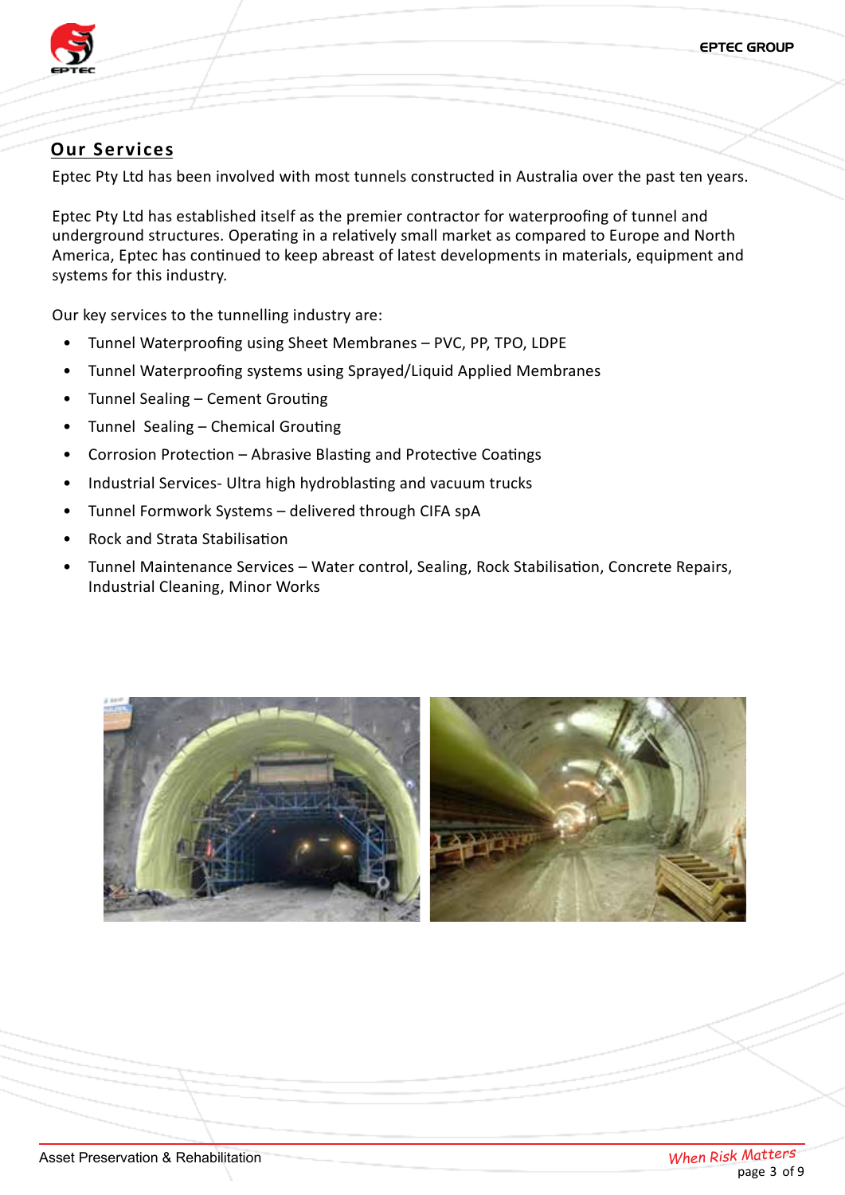## Our Services

Eptec Pty Ltd has been involved with most tunnels constructed in Australia over the past ten years.

Eptec Pty Ltd has established itself as the premier contractor for waterproofing of tunnel and underground structures. Operating in a relatively small market as compared to Europe and North America, Eptec has continued to keep abreast of latest developments in materials, equipment and systems for this industry.

Our key services to the tunnelling industry are:

- Tunnel Waterproofing using Sheet Membranes – PVC, PP, TPO, LDPE
- Tunnel Waterproofing systems using Sprayed/Liquid Applied Membranes
- Tunnel Sealing – Cement Grouting
- Tunnel Sealing – Chemical Grouting
- Corrosion Protection – Abrasive Blasting and Protective Coatings
- Industrial Services- Ultra high hydroblasting and vacuum trucks
- Tunnel Formwork Systems – delivered through CIFA spA
- Rock and Strata Stabilisation
- Tunnel Maintenance Services – Water control, Sealing, Rock Stabilisation, Concrete Repairs, Industrial Cleaning, Minor Works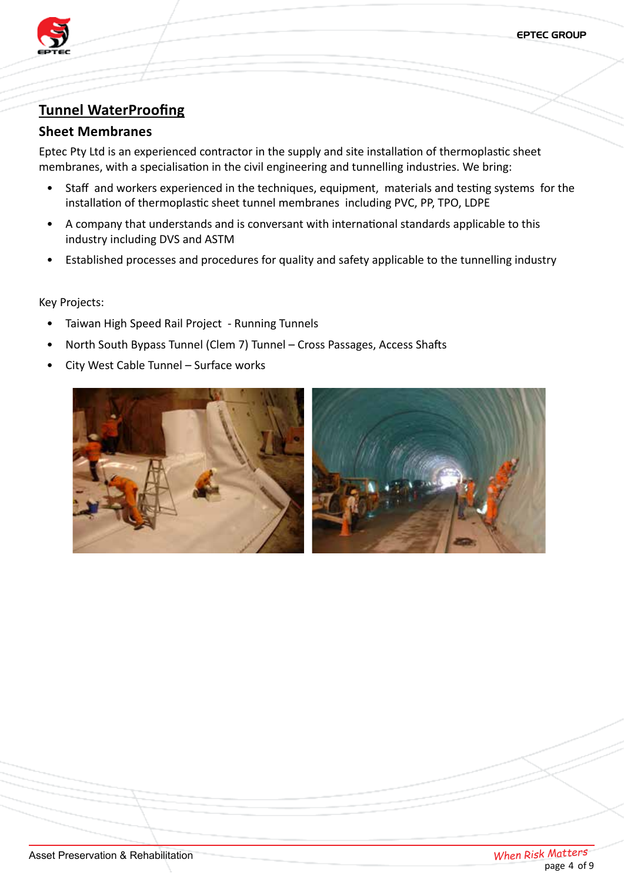## Tunnel WaterProofing

### Sheet Membranes

Eptec Pty Ltd is an experienced contractor in the supply and site installation of thermoplastic sheet membranes, with a specialisation in the civil engineering and tunnelling industries. We bring:

- Staff and workers experienced in the techniques, equipment, materials and testing systems for the installation of thermoplastic sheet tunnel membranes including PVC, PP, TPO, LDPE
- A company that understands and is conversant with international standards applicable to this industry including DVS and ASTM
- Established processes and procedures for quality and safety applicable to the tunnelling industry

Key Projects:

- Taiwan High Speed Rail Project - Running Tunnels
- North South Bypass Tunnel (Clem 7) Tunnel – Cross Passages, Access Shafts
- City West Cable Tunnel – Surface works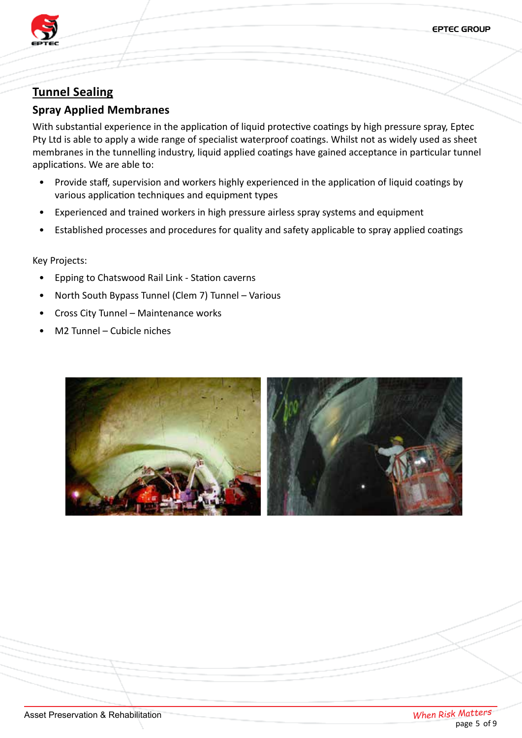## Tunnel Sealing

### Spray Applied Membranes

With substantial experience in the application of liquid protective coatings by high pressure spray, Eptec Pty Ltd is able to apply a wide range of specialist waterproof coatings. Whilst not as widely used as sheet membranes in the tunnelling industry, liquid applied coatings have gained acceptance in particular tunnel applications. We are able to:

- Provide staff, supervision and workers highly experienced in the application of liquid coatings by various application techniques and equipment types
- Experienced and trained workers in high pressure airless spray systems and equipment
- Established processes and procedures for quality and safety applicable to spray applied coatings

Key Projects:

- Epping to Chatswood Rail Link - Station caverns
- North South Bypass Tunnel (Clem 7) Tunnel – Various
- Cross City Tunnel – Maintenance works
- M2 Tunnel – Cubicle niches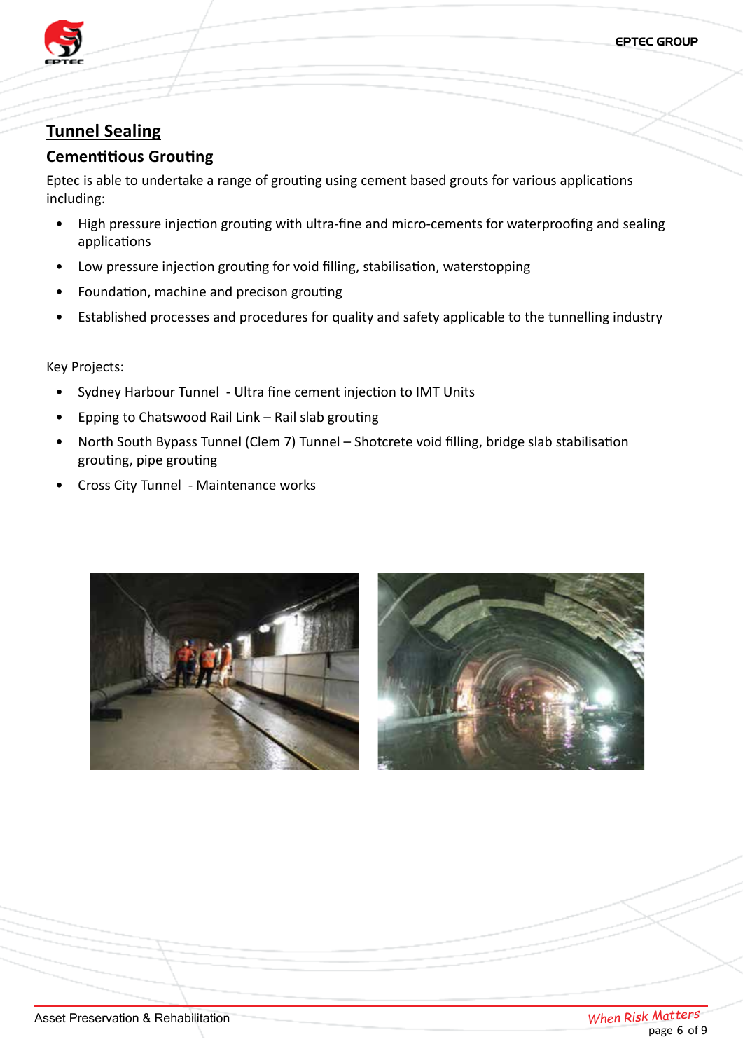# Tunnel Sealing

## Cementitious Grouting

Eptec is able to undertake a range of grouting using cement based grouts for various applications including:

- High pressure injection grouting with ultra-fine and micro-cements for waterproofing and sealing applications
- Low pressure injection grouting for void filling, stabilisation, waterstopping
- Foundation, machine and precison grouting
- Established processes and procedures for quality and safety applicable to the tunnelling industry

Key Projects:

- Sydney Harbour Tunnel - Ultra fine cement injection to IMT Units
- Epping to Chatswood Rail Link – Rail slab grouting
- North South Bypass Tunnel (Clem 7) Tunnel – Shotcrete void filling, bridge slab stabilisation grouting, pipe grouting
- Cross City Tunnel - Maintenance works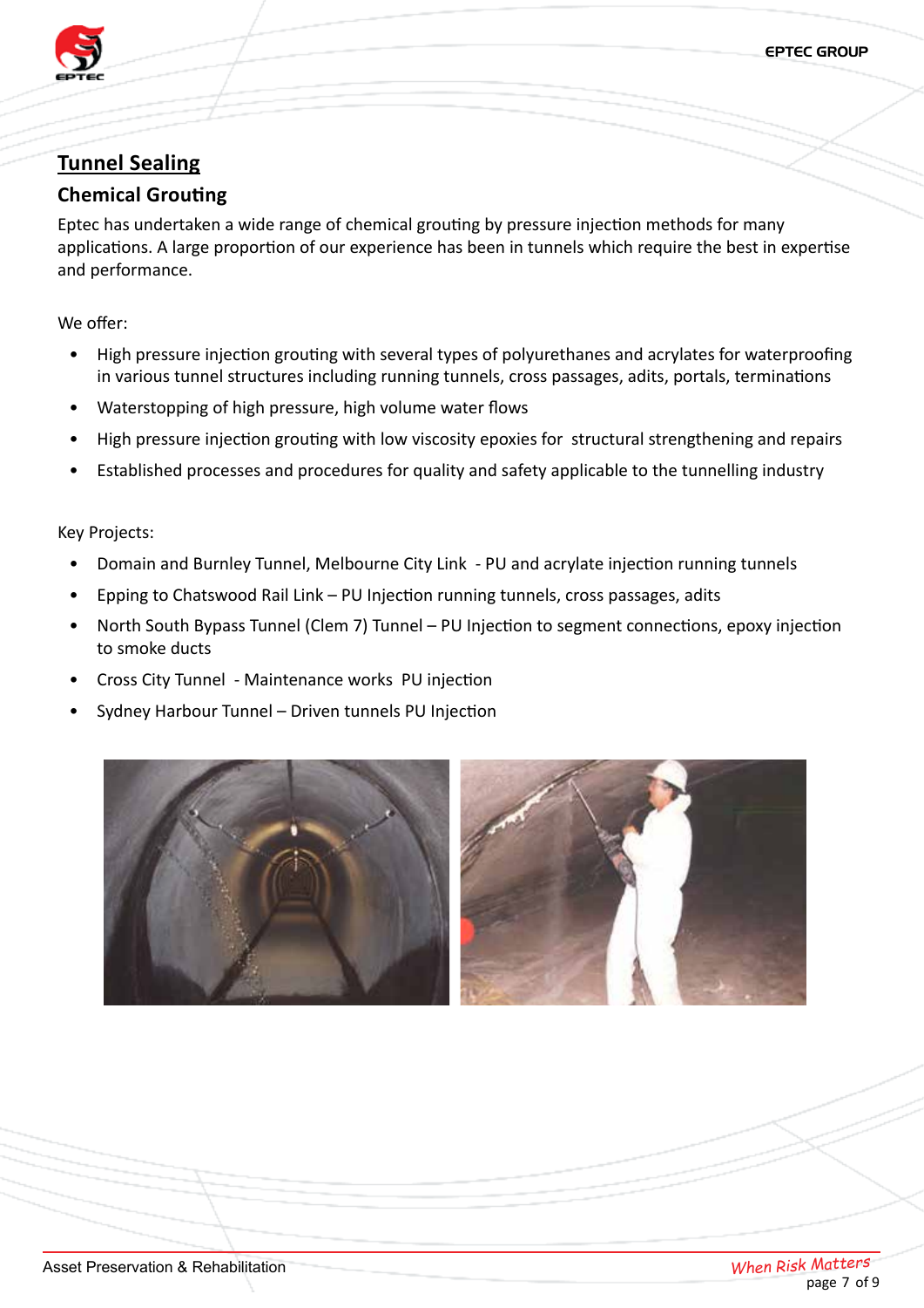# Tunnel Sealing

## Chemical Grouting

Eptec has undertaken a wide range of chemical grouting by pressure injection methods for many applications. A large proportion of our experience has been in tunnels which require the best in expertise and performance.

We offer:

- High pressure injection grouting with several types of polyurethanes and acrylates for waterproofing in various tunnel structures including running tunnels, cross passages, adits, portals, terminations
- Waterstopping of high pressure, high volume water flows
- High pressure injection grouting with low viscosity epoxies for structural strengthening and repairs
- Established processes and procedures for quality and safety applicable to the tunnelling industry

Key Projects:

- Domain and Burnley Tunnel, Melbourne City Link - PU and acrylate injection running tunnels
- Epping to Chatswood Rail Link – PU Injection running tunnels, cross passages, adits
- North South Bypass Tunnel (Clem 7) Tunnel – PU Injection to segment connections, epoxy injection to smoke ducts
- Cross City Tunnel - Maintenance works PU injection
- Sydney Harbour Tunnel – Driven tunnels PU Injection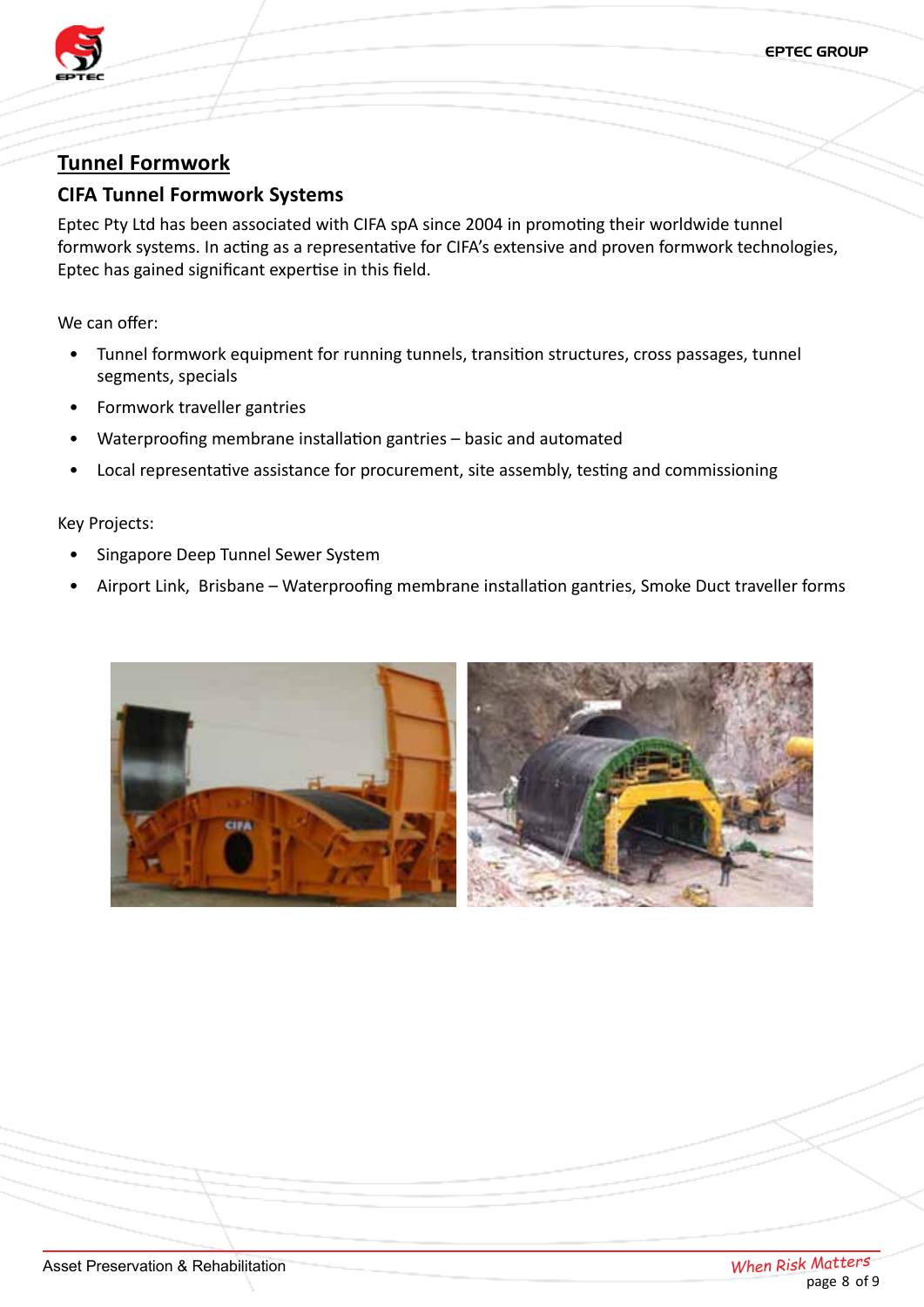## Tunnel Formwork

### CIFA Tunnel Formwork Systems

Eptec Pty Ltd has been associated with CIFA spA since 2004 in promoting their worldwide tunnel formwork systems. In acting as a representative for CIFA's extensive and proven formwork technologies, Eptec has gained significant expertise in this field.

We can offer:

- Tunnel formwork equipment for running tunnels, transition structures, cross passages, tunnel segments, specials
- Formwork traveller gantries
- Waterproofing membrane installation gantries – basic and automated
- Local representative assistance for procurement, site assembly, testing and commissioning

Key Projects:

- Singapore Deep Tunnel Sewer System
- Airport Link, Brisbane – Waterproofing membrane installation gantries, Smoke Duct traveller forms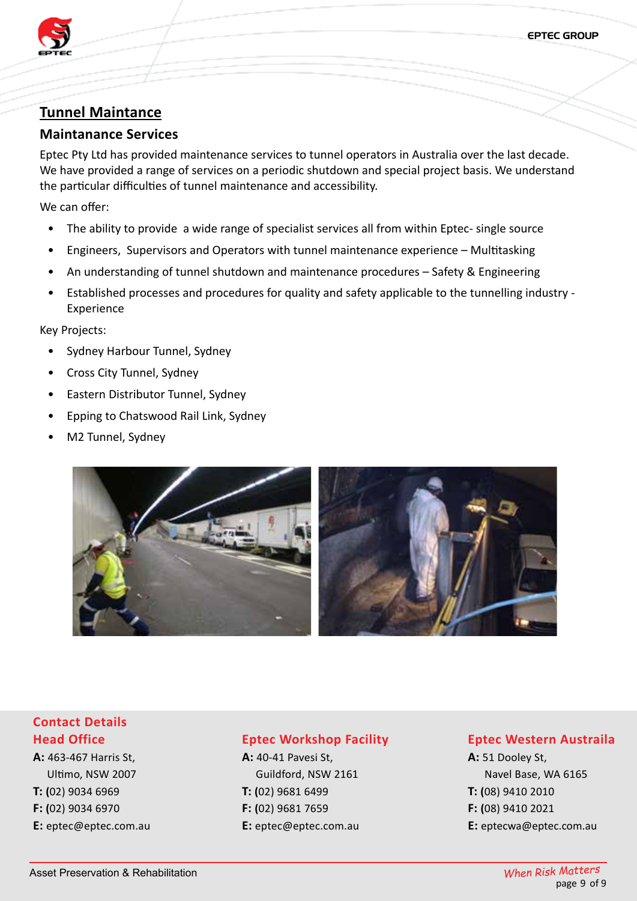## Tunnel Maintance

### Maintanance Services

Eptec Pty Ltd has provided maintenance services to tunnel operators in Australia over the last decade. We have provided a range of services on a periodic shutdown and special project basis. We understand the particular difficulties of tunnel maintenance and accessibility.

We can offer:

- The ability to provide a wide range of specialist services all from within Eptec- single source
- Engineers, Supervisors and Operators with tunnel maintenance experience – Multitasking
- An understanding of tunnel shutdown and maintenance procedures – Safety & Engineering
- Established processes and procedures for quality and safety applicable to the tunnelling industry - Experience

Key Projects:

- Sydney Harbour Tunnel, Sydney
- Cross City Tunnel, Sydney
- Eastern Distributor Tunnel, Sydney
- Epping to Chatswood Rail Link, Sydney
- M2 Tunnel, Sydney

### Contact Details

**Head Office**

**A:** 463-467 Harris St,
Ultimo, NSW 2007
**T:** (02) 9034 6969
**F:** (02) 9034 6970
**E:** eptec@eptec.com.au

**Eptec Workshop Facility**

**A:** 40-41 Pavesi St,
Guildford, NSW 2161
**T:** (02) 9681 6499
**F:** (02) 9681 7659
**E:** eptec@eptec.com.au

**Eptec Western Austraila**

**A:** 51 Dooley St,
Navel Base, WA 6165
**T:** (08) 9410 2010
**F:** (08) 9410 2021
**E:** eptecwa@eptec.com.au